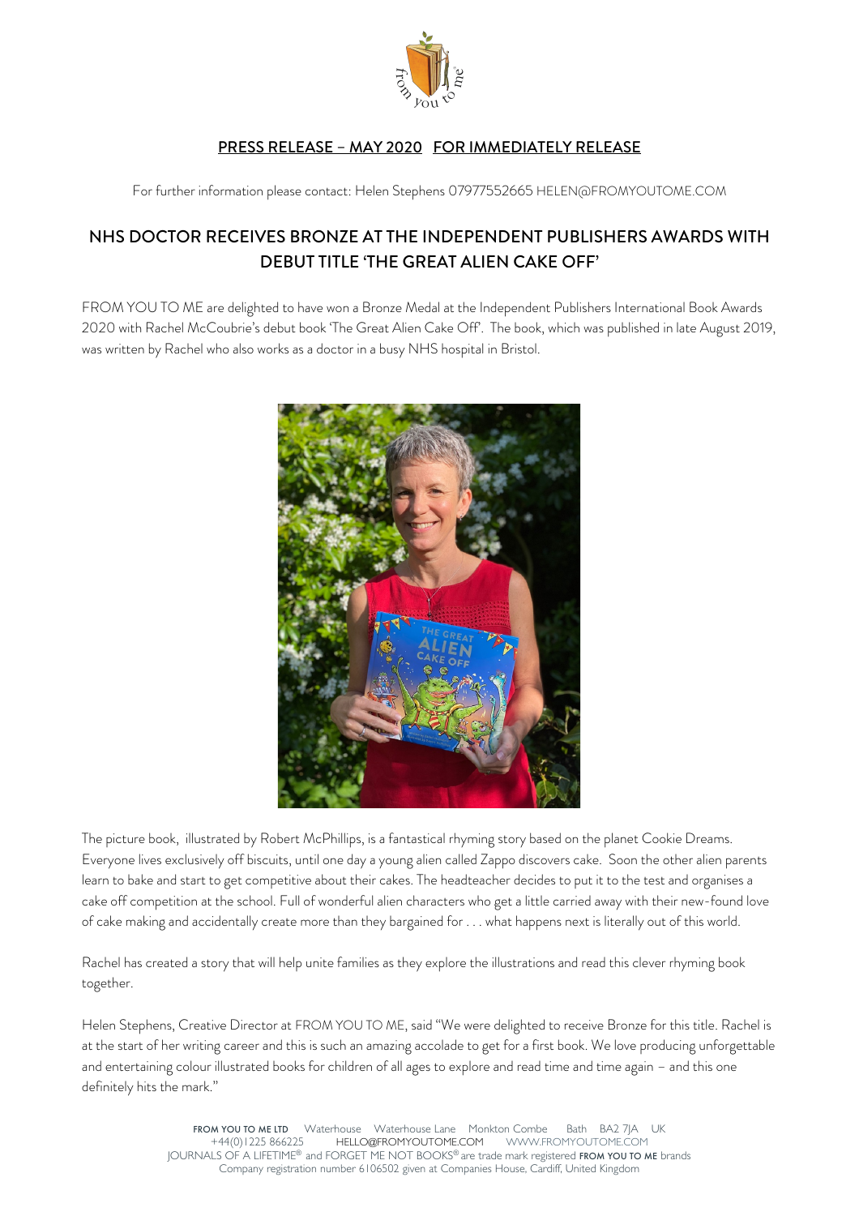**PRESS RELEASE – MAY 2020 FOR IMMEDIATELY RELEASE**

For further information please contact: Helen Stephens 07977552665 HELEN@FROMYOUTOME.COM

# NHS DOCTOR RECEIVES BRONZE AT THE INDEPENDENT PUBLISHERS AWARDS WITH DEBUT TITLE 'THE GREAT ALIEN CAKE OFF'

FROM YOU TO ME are delighted to have won a Bronze Medal at the Independent Publishers International Book Awards 2020 with Rachel McCoubrie's debut book 'The Great Alien Cake Off'. The book, which was published in late August 2019, was written by Rachel who also works as a doctor in a busy NHS hospital in Bristol.

The picture book, illustrated by Robert McPhillips, is a fantastical rhyming story based on the planet Cookie Dreams. Everyone lives exclusively off biscuits, until one day a young alien called Zappo discovers cake. Soon the other alien parents learn to bake and start to get competitive about their cakes. The headteacher decides to put it to the test and organises a cake off competition at the school. Full of wonderful alien characters who get a little carried away with their new-found love of cake making and accidentally create more than they bargained for . . . what happens next is literally out of this world.

Rachel has created a story that will help unite families as they explore the illustrations and read this clever rhyming book together.

Helen Stephens, Creative Director at FROM YOU TO ME, said "We were delighted to receive Bronze for this title. Rachel is at the start of her writing career and this is such an amazing accolade to get for a first book. We love producing unforgettable and entertaining colour illustrated books for children of all ages to explore and read time and time again – and this one definitely hits the mark."

**FROM YOU TO ME LTD** Waterhouse Waterhouse Lane Monkton Combe Bath BA2 7JA UK
+44(0)1225 866225 HELLO@FROMYOUTOME.COM WWW.FROMYOUTOME.COM
JOURNALS OF A LIFETIME® and FORGET ME NOT BOOKS® are trade mark registered **FROM YOU TO ME** brands
Company registration number 6106502 given at Companies House, Cardiff, United Kingdom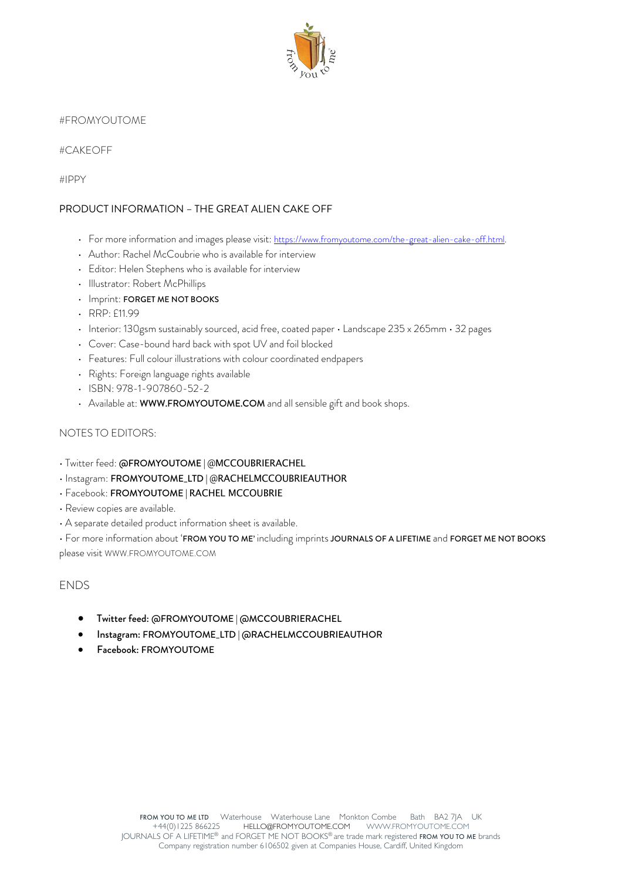#FROMYOUTOME

#CAKEOFF

#IPPY

## PRODUCT INFORMATION – THE GREAT ALIEN CAKE OFF

- For more information and images please visit: https://www.fromyoutome.com/the-great-alien-cake-off.html.
- Author: Rachel McCoubrie who is available for interview
- Editor: Helen Stephens who is available for interview
- Illustrator: Robert McPhillips
- Imprint: **FORGET ME NOT BOOKS**
- RRP: £11.99
- Interior: 130gsm sustainably sourced, acid free, coated paper • Landscape 235 x 265mm • 32 pages
- Cover: Case-bound hard back with spot UV and foil blocked
- Features: Full colour illustrations with colour coordinated endpapers
- Rights: Foreign language rights available
- ISBN: 978-1-907860-52-2
- Available at: **WWW.FROMYOUTOME.COM** and all sensible gift and book shops.

## NOTES TO EDITORS:

- Twitter feed: @FROMYOUTOME | @MCCOUBRIERACHEL
- Instagram: FROMYOUTOME_LTD | @RACHELMCCOUBRIEAUTHOR
- Facebook: FROMYOUTOME | RACHEL MCCOUBRIE
- Review copies are available.
- A separate detailed product information sheet is available.
- For more information about '**FROM YOU TO ME**' including imprints **JOURNALS OF A LIFETIME** and **FORGET ME NOT BOOKS** please visit WWW.FROMYOUTOME.COM

## ENDS

- **Twitter feed:** @FROMYOUTOME | @MCCOUBRIERACHEL
- **Instagram:** FROMYOUTOME_LTD | @RACHELMCCOUBRIEAUTHOR
- **Facebook:** FROMYOUTOME

**FROM YOU TO ME LTD** Waterhouse Waterhouse Lane Monkton Combe Bath BA2 7JA UK
+44(0)1225 866225 HELLO@FROMYOUTOME.COM WWW.FROMYOUTOME.COM
JOURNALS OF A LIFETIME® and FORGET ME NOT BOOKS® are trade mark registered **FROM YOU TO ME** brands
Company registration number 6106502 given at Companies House, Cardiff, United Kingdom